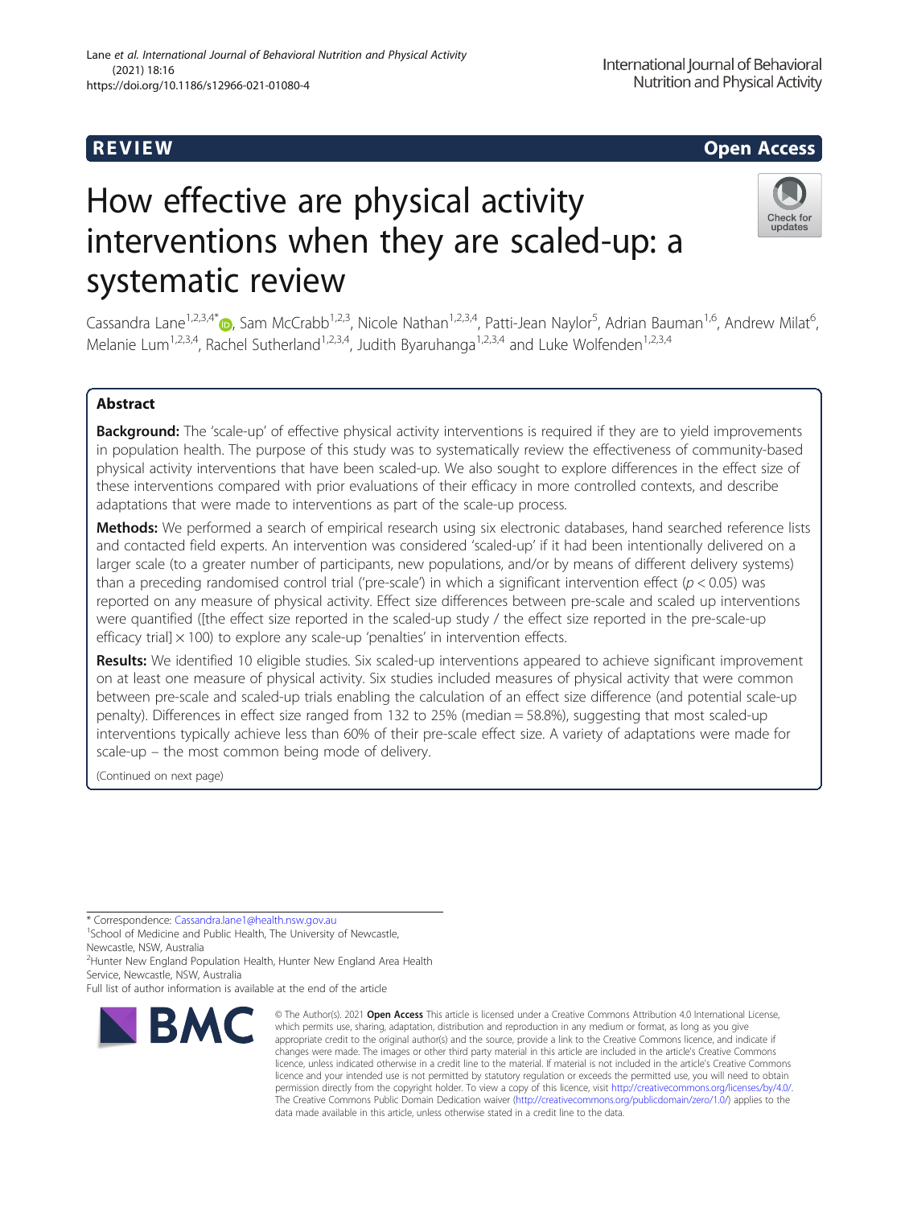REVIEW

Open Access

# How effective are physical activity interventions when they are scaled-up: a systematic review

Cassandra Lane[1,2,3,4*], Sam McCrabb[1,2,3], Nicole Nathan[1,2,3,4], Patti-Jean Naylor[5], Adrian Bauman[1,6], Andrew Milat[6], Melanie Lum[1,2,3,4], Rachel Sutherland[1,2,3,4], Judith Byaruhanga[1,2,3,4] and Luke Wolfenden[1,2,3,4]

## Abstract

**Background:** The 'scale-up' of effective physical activity interventions is required if they are to yield improvements in population health. The purpose of this study was to systematically review the effectiveness of community-based physical activity interventions that have been scaled-up. We also sought to explore differences in the effect size of these interventions compared with prior evaluations of their efficacy in more controlled contexts, and describe adaptations that were made to interventions as part of the scale-up process.

**Methods:** We performed a search of empirical research using six electronic databases, hand searched reference lists and contacted field experts. An intervention was considered 'scaled-up' if it had been intentionally delivered on a larger scale (to a greater number of participants, new populations, and/or by means of different delivery systems) than a preceding randomised control trial ('pre-scale') in which a significant intervention effect ($p < 0.05$) was reported on any measure of physical activity. Effect size differences between pre-scale and scaled up interventions were quantified ([the effect size reported in the scaled-up study / the effect size reported in the pre-scale-up efficacy trial] × 100) to explore any scale-up 'penalties' in intervention effects.

**Results:** We identified 10 eligible studies. Six scaled-up interventions appeared to achieve significant improvement on at least one measure of physical activity. Six studies included measures of physical activity that were common between pre-scale and scaled-up trials enabling the calculation of an effect size difference (and potential scale-up penalty). Differences in effect size ranged from 132 to 25% (median = 58.8%), suggesting that most scaled-up interventions typically achieve less than 60% of their pre-scale effect size. A variety of adaptations were made for scale-up – the most common being mode of delivery.

(Continued on next page)

\* Correspondence: Cassandra.lane1@health.nsw.gov.au
[1]School of Medicine and Public Health, The University of Newcastle, Newcastle, NSW, Australia
[2]Hunter New England Population Health, Hunter New England Area Health Service, Newcastle, NSW, Australia
Full list of author information is available at the end of the article

© The Author(s). 2021 **Open Access** This article is licensed under a Creative Commons Attribution 4.0 International License, which permits use, sharing, adaptation, distribution and reproduction in any medium or format, as long as you give appropriate credit to the original author(s) and the source, provide a link to the Creative Commons licence, and indicate if changes were made. The images or other third party material in this article are included in the article's Creative Commons licence, unless indicated otherwise in a credit line to the material. If material is not included in the article's Creative Commons licence and your intended use is not permitted by statutory regulation or exceeds the permitted use, you will need to obtain permission directly from the copyright holder. To view a copy of this licence, visit http://creativecommons.org/licenses/by/4.0/. The Creative Commons Public Domain Dedication waiver (http://creativecommons.org/publicdomain/zero/1.0/) applies to the data made available in this article, unless otherwise stated in a credit line to the data.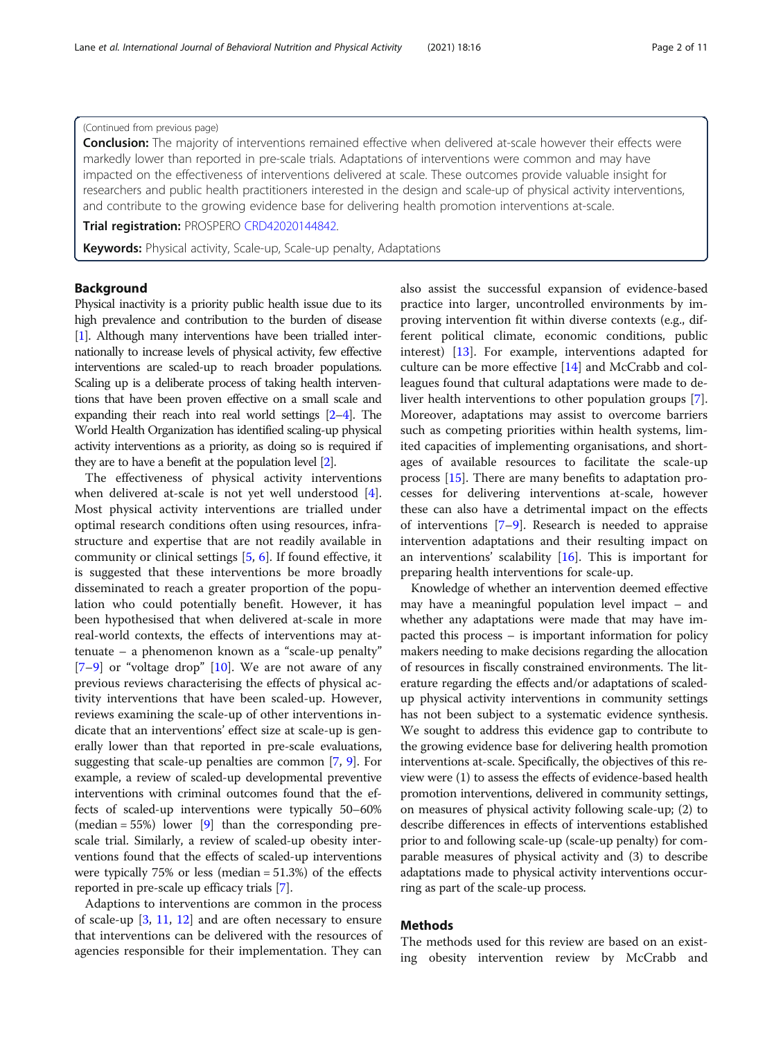(Continued from previous page)

**Conclusion:** The majority of interventions remained effective when delivered at-scale however their effects were markedly lower than reported in pre-scale trials. Adaptations of interventions were common and may have impacted on the effectiveness of interventions delivered at scale. These outcomes provide valuable insight for researchers and public health practitioners interested in the design and scale-up of physical activity interventions, and contribute to the growing evidence base for delivering health promotion interventions at-scale.

**Trial registration:** PROSPERO CRD42020144842.

**Keywords:** Physical activity, Scale-up, Scale-up penalty, Adaptations

## Background

Physical inactivity is a priority public health issue due to its high prevalence and contribution to the burden of disease [1]. Although many interventions have been trialled internationally to increase levels of physical activity, few effective interventions are scaled-up to reach broader populations. Scaling up is a deliberate process of taking health interventions that have been proven effective on a small scale and expanding their reach into real world settings [2–4]. The World Health Organization has identified scaling-up physical activity interventions as a priority, as doing so is required if they are to have a benefit at the population level [2].

The effectiveness of physical activity interventions when delivered at-scale is not yet well understood [4]. Most physical activity interventions are trialled under optimal research conditions often using resources, infrastructure and expertise that are not readily available in community or clinical settings [5, 6]. If found effective, it is suggested that these interventions be more broadly disseminated to reach a greater proportion of the population who could potentially benefit. However, it has been hypothesised that when delivered at-scale in more real-world contexts, the effects of interventions may attenuate – a phenomenon known as a "scale-up penalty" [7–9] or "voltage drop" [10]. We are not aware of any previous reviews characterising the effects of physical activity interventions that have been scaled-up. However, reviews examining the scale-up of other interventions indicate that an interventions' effect size at scale-up is generally lower than that reported in pre-scale evaluations, suggesting that scale-up penalties are common [7, 9]. For example, a review of scaled-up developmental preventive interventions with criminal outcomes found that the effects of scaled-up interventions were typically 50–60% (median = 55%) lower [9] than the corresponding pre-scale trial. Similarly, a review of scaled-up obesity interventions found that the effects of scaled-up interventions were typically 75% or less (median = 51.3%) of the effects reported in pre-scale up efficacy trials [7].

Adaptions to interventions are common in the process of scale-up [3, 11, 12] and are often necessary to ensure that interventions can be delivered with the resources of agencies responsible for their implementation. They can also assist the successful expansion of evidence-based practice into larger, uncontrolled environments by improving intervention fit within diverse contexts (e.g., different political climate, economic conditions, public interest) [13]. For example, interventions adapted for culture can be more effective [14] and McCrabb and colleagues found that cultural adaptations were made to deliver health interventions to other population groups [7]. Moreover, adaptations may assist to overcome barriers such as competing priorities within health systems, limited capacities of implementing organisations, and shortages of available resources to facilitate the scale-up process [15]. There are many benefits to adaptation processes for delivering interventions at-scale, however these can also have a detrimental impact on the effects of interventions [7–9]. Research is needed to appraise intervention adaptations and their resulting impact on an interventions' scalability [16]. This is important for preparing health interventions for scale-up.

Knowledge of whether an intervention deemed effective may have a meaningful population level impact – and whether any adaptations were made that may have impacted this process – is important information for policy makers needing to make decisions regarding the allocation of resources in fiscally constrained environments. The literature regarding the effects and/or adaptations of scaled-up physical activity interventions in community settings has not been subject to a systematic evidence synthesis. We sought to address this evidence gap to contribute to the growing evidence base for delivering health promotion interventions at-scale. Specifically, the objectives of this review were (1) to assess the effects of evidence-based health promotion interventions, delivered in community settings, on measures of physical activity following scale-up; (2) to describe differences in effects of interventions established prior to and following scale-up (scale-up penalty) for comparable measures of physical activity and (3) to describe adaptations made to physical activity interventions occurring as part of the scale-up process.

## Methods

The methods used for this review are based on an existing obesity intervention review by McCrabb and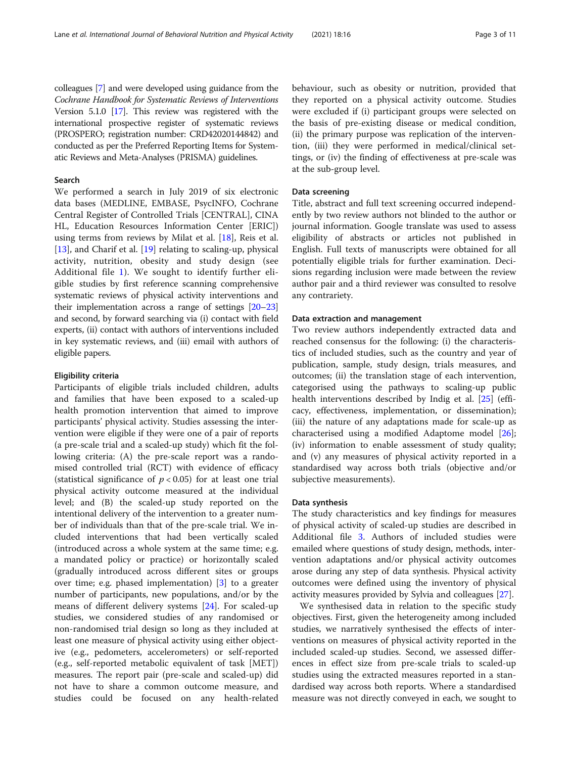colleagues [7] and were developed using guidance from the *Cochrane Handbook for Systematic Reviews of Interventions* Version 5.1.0 [17]. This review was registered with the international prospective register of systematic reviews (PROSPERO; registration number: CRD42020144842) and conducted as per the Preferred Reporting Items for Systematic Reviews and Meta-Analyses (PRISMA) guidelines.

### Search

We performed a search in July 2019 of six electronic data bases (MEDLINE, EMBASE, PsycINFO, Cochrane Central Register of Controlled Trials [CENTRAL], CINAHL, Education Resources Information Center [ERIC]) using terms from reviews by Milat et al. [18], Reis et al. [13], and Charif et al. [19] relating to scaling-up, physical activity, nutrition, obesity and study design (see Additional file 1). We sought to identify further eligible studies by first reference scanning comprehensive systematic reviews of physical activity interventions and their implementation across a range of settings [20–23] and second, by forward searching via (i) contact with field experts, (ii) contact with authors of interventions included in key systematic reviews, and (iii) email with authors of eligible papers.

### Eligibility criteria

Participants of eligible trials included children, adults and families that have been exposed to a scaled-up health promotion intervention that aimed to improve participants' physical activity. Studies assessing the intervention were eligible if they were one of a pair of reports (a pre-scale trial and a scaled-up study) which fit the following criteria: (A) the pre-scale report was a randomised controlled trial (RCT) with evidence of efficacy (statistical significance of $p < 0.05$) for at least one trial physical activity outcome measured at the individual level; and (B) the scaled-up study reported on the intentional delivery of the intervention to a greater number of individuals than that of the pre-scale trial. We included interventions that had been vertically scaled (introduced across a whole system at the same time; e.g. a mandated policy or practice) or horizontally scaled (gradually introduced across different sites or groups over time; e.g. phased implementation) [3] to a greater number of participants, new populations, and/or by the means of different delivery systems [24]. For scaled-up studies, we considered studies of any randomised or non-randomised trial design so long as they included at least one measure of physical activity using either objective (e.g., pedometers, accelerometers) or self-reported (e.g., self-reported metabolic equivalent of task [MET]) measures. The report pair (pre-scale and scaled-up) did not have to share a common outcome measure, and studies could be focused on any health-related behaviour, such as obesity or nutrition, provided that they reported on a physical activity outcome. Studies were excluded if (i) participant groups were selected on the basis of pre-existing disease or medical condition, (ii) the primary purpose was replication of the intervention, (iii) they were performed in medical/clinical settings, or (iv) the finding of effectiveness at pre-scale was at the sub-group level.

### Data screening

Title, abstract and full text screening occurred independently by two review authors not blinded to the author or journal information. Google translate was used to assess eligibility of abstracts or articles not published in English. Full texts of manuscripts were obtained for all potentially eligible trials for further examination. Decisions regarding inclusion were made between the review author pair and a third reviewer was consulted to resolve any contrariety.

### Data extraction and management

Two review authors independently extracted data and reached consensus for the following: (i) the characteristics of included studies, such as the country and year of publication, sample, study design, trials measures, and outcomes; (ii) the translation stage of each intervention, categorised using the pathways to scaling-up public health interventions described by Indig et al. [25] (efficacy, effectiveness, implementation, or dissemination); (iii) the nature of any adaptations made for scale-up as characterised using a modified Adaptome model [26]; (iv) information to enable assessment of study quality; and (v) any measures of physical activity reported in a standardised way across both trials (objective and/or subjective measurements).

### Data synthesis

The study characteristics and key findings for measures of physical activity of scaled-up studies are described in Additional file 3. Authors of included studies were emailed where questions of study design, methods, intervention adaptations and/or physical activity outcomes arose during any step of data synthesis. Physical activity outcomes were defined using the inventory of physical activity measures provided by Sylvia and colleagues [27].

We synthesised data in relation to the specific study objectives. First, given the heterogeneity among included studies, we narratively synthesised the effects of interventions on measures of physical activity reported in the included scaled-up studies. Second, we assessed differences in effect size from pre-scale trials to scaled-up studies using the extracted measures reported in a standardised way across both reports. Where a standardised measure was not directly conveyed in each, we sought to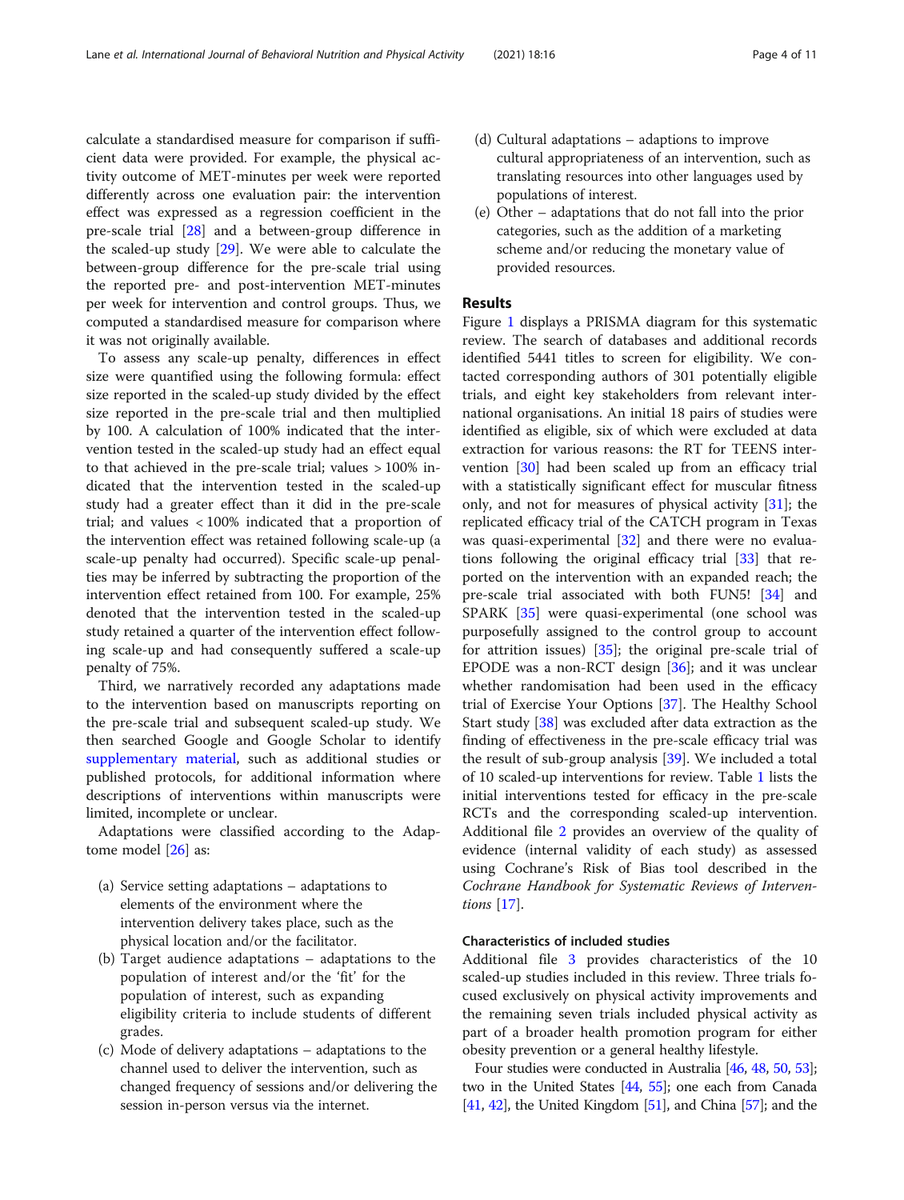calculate a standardised measure for comparison if sufficient data were provided. For example, the physical activity outcome of MET-minutes per week were reported differently across one evaluation pair: the intervention effect was expressed as a regression coefficient in the pre-scale trial [28] and a between-group difference in the scaled-up study [29]. We were able to calculate the between-group difference for the pre-scale trial using the reported pre- and post-intervention MET-minutes per week for intervention and control groups. Thus, we computed a standardised measure for comparison where it was not originally available.

To assess any scale-up penalty, differences in effect size were quantified using the following formula: effect size reported in the scaled-up study divided by the effect size reported in the pre-scale trial and then multiplied by 100. A calculation of 100% indicated that the intervention tested in the scaled-up study had an effect equal to that achieved in the pre-scale trial; values > 100% indicated that the intervention tested in the scaled-up study had a greater effect than it did in the pre-scale trial; and values < 100% indicated that a proportion of the intervention effect was retained following scale-up (a scale-up penalty had occurred). Specific scale-up penalties may be inferred by subtracting the proportion of the intervention effect retained from 100. For example, 25% denoted that the intervention tested in the scaled-up study retained a quarter of the intervention effect following scale-up and had consequently suffered a scale-up penalty of 75%.

Third, we narratively recorded any adaptations made to the intervention based on manuscripts reporting on the pre-scale trial and subsequent scaled-up study. We then searched Google and Google Scholar to identify supplementary material, such as additional studies or published protocols, for additional information where descriptions of interventions within manuscripts were limited, incomplete or unclear.

Adaptations were classified according to the Adaptome model [26] as:

(a) Service setting adaptations – adaptations to elements of the environment where the intervention delivery takes place, such as the physical location and/or the facilitator.
(b) Target audience adaptations – adaptations to the population of interest and/or the 'fit' for the population of interest, such as expanding eligibility criteria to include students of different grades.
(c) Mode of delivery adaptations – adaptations to the channel used to deliver the intervention, such as changed frequency of sessions and/or delivering the session in-person versus via the internet.
(d) Cultural adaptations – adaptions to improve cultural appropriateness of an intervention, such as translating resources into other languages used by populations of interest.
(e) Other – adaptations that do not fall into the prior categories, such as the addition of a marketing scheme and/or reducing the monetary value of provided resources.

## Results

Figure 1 displays a PRISMA diagram for this systematic review. The search of databases and additional records identified 5441 titles to screen for eligibility. We contacted corresponding authors of 301 potentially eligible trials, and eight key stakeholders from relevant international organisations. An initial 18 pairs of studies were identified as eligible, six of which were excluded at data extraction for various reasons: the RT for TEENS intervention [30] had been scaled up from an efficacy trial with a statistically significant effect for muscular fitness only, and not for measures of physical activity [31]; the replicated efficacy trial of the CATCH program in Texas was quasi-experimental [32] and there were no evaluations following the original efficacy trial [33] that reported on the intervention with an expanded reach; the pre-scale trial associated with both FUN5! [34] and SPARK [35] were quasi-experimental (one school was purposefully assigned to the control group to account for attrition issues) [35]; the original pre-scale trial of EPODE was a non-RCT design [36]; and it was unclear whether randomisation had been used in the efficacy trial of Exercise Your Options [37]. The Healthy School Start study [38] was excluded after data extraction as the finding of effectiveness in the pre-scale efficacy trial was the result of sub-group analysis [39]. We included a total of 10 scaled-up interventions for review. Table 1 lists the initial interventions tested for efficacy in the pre-scale RCTs and the corresponding scaled-up intervention. Additional file 2 provides an overview of the quality of evidence (internal validity of each study) as assessed using Cochrane's Risk of Bias tool described in the *Cochrane Handbook for Systematic Reviews of Interventions* [17].

### Characteristics of included studies

Additional file 3 provides characteristics of the 10 scaled-up studies included in this review. Three trials focused exclusively on physical activity improvements and the remaining seven trials included physical activity as part of a broader health promotion program for either obesity prevention or a general healthy lifestyle.

Four studies were conducted in Australia [46, 48, 50, 53]; two in the United States [44, 55]; one each from Canada [41, 42], the United Kingdom [51], and China [57]; and the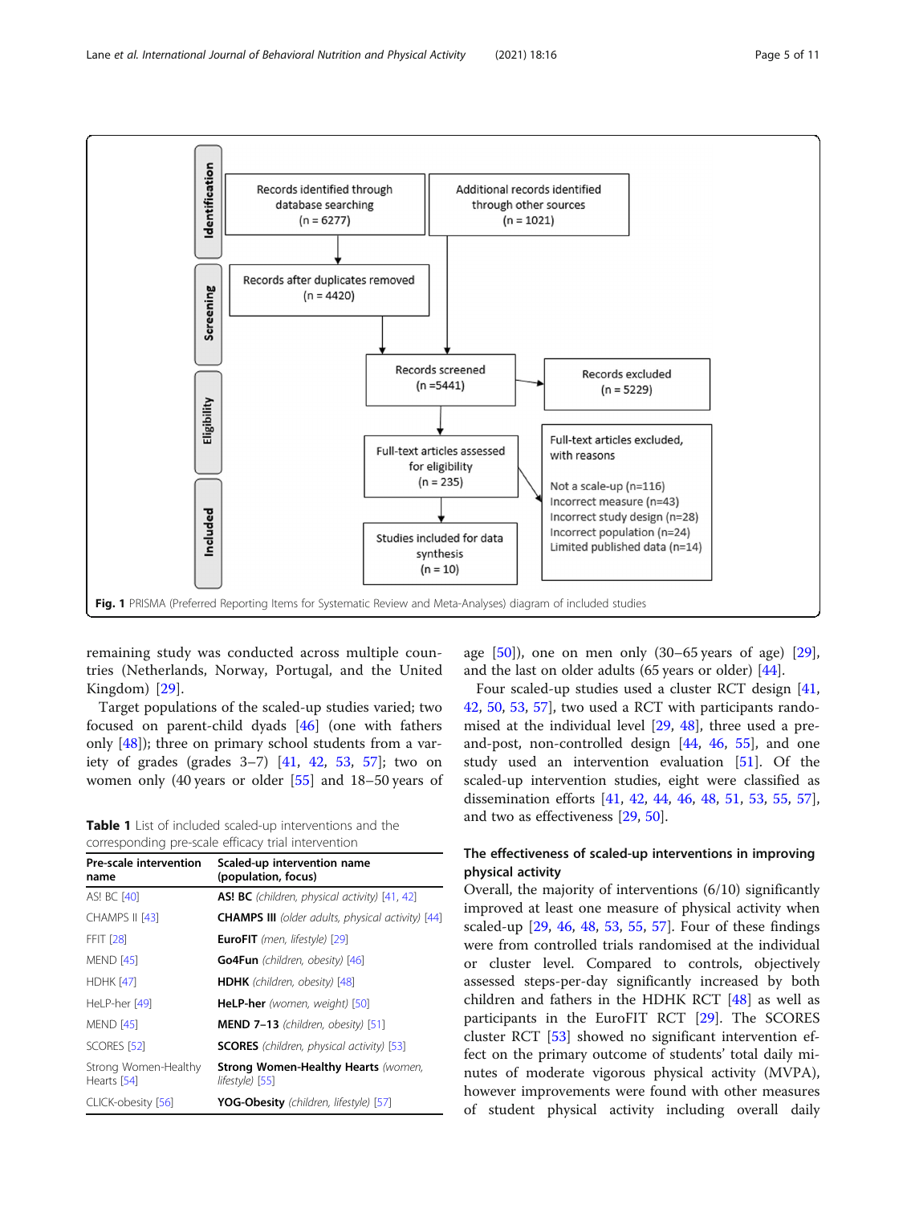Fig. 1 PRISMA (Preferred Reporting Items for Systematic Review and Meta-Analyses) diagram of included studies

remaining study was conducted across multiple countries (Netherlands, Norway, Portugal, and the United Kingdom) [29].

Target populations of the scaled-up studies varied; two focused on parent-child dyads [46] (one with fathers only [48]); three on primary school students from a variety of grades (grades 3–7) [41, 42, 53, 57]; two on women only (40 years or older [55] and 18–50 years of age [50]), one on men only (30–65 years of age) [29], and the last on older adults (65 years or older) [44].

Four scaled-up studies used a cluster RCT design [41, 42, 50, 53, 57], two used a RCT with participants randomised at the individual level [29, 48], three used a pre-and-post, non-controlled design [44, 46, 55], and one study used an intervention evaluation [51]. Of the scaled-up intervention studies, eight were classified as dissemination efforts [41, 42, 44, 46, 48, 51, 53, 55, 57], and two as effectiveness [29, 50].

**Table 1** List of included scaled-up interventions and the corresponding pre-scale efficacy trial intervention

| Pre-scale intervention name | Scaled-up intervention name (population, focus) |
|---|---|
| AS! BC [40] | **AS! BC** *(children, physical activity)* [41, 42] |
| CHAMPS II [43] | **CHAMPS III** *(older adults, physical activity)* [44] |
| FFIT [28] | **EuroFIT** *(men, lifestyle)* [29] |
| MEND [45] | **Go4Fun** *(children, obesity)* [46] |
| HDHK [47] | **HDHK** *(children, obesity)* [48] |
| HeLP-her [49] | **HeLP-her** *(women, weight)* [50] |
| MEND [45] | **MEND 7–13** *(children, obesity)* [51] |
| SCORES [52] | **SCORES** *(children, physical activity)* [53] |
| Strong Women-Healthy Hearts [54] | **Strong Women-Healthy Hearts** *(women, lifestyle)* [55] |
| CLICK-obesity [56] | **YOG-Obesity** *(children, lifestyle)* [57] |

### The effectiveness of scaled-up interventions in improving physical activity

Overall, the majority of interventions (6/10) significantly improved at least one measure of physical activity when scaled-up [29, 46, 48, 53, 55, 57]. Four of these findings were from controlled trials randomised at the individual or cluster level. Compared to controls, objectively assessed steps-per-day significantly increased by both children and fathers in the HDHK RCT [48] as well as participants in the EuroFIT RCT [29]. The SCORES cluster RCT [53] showed no significant intervention effect on the primary outcome of students' total daily minutes of moderate vigorous physical activity (MVPA), however improvements were found with other measures of student physical activity including overall daily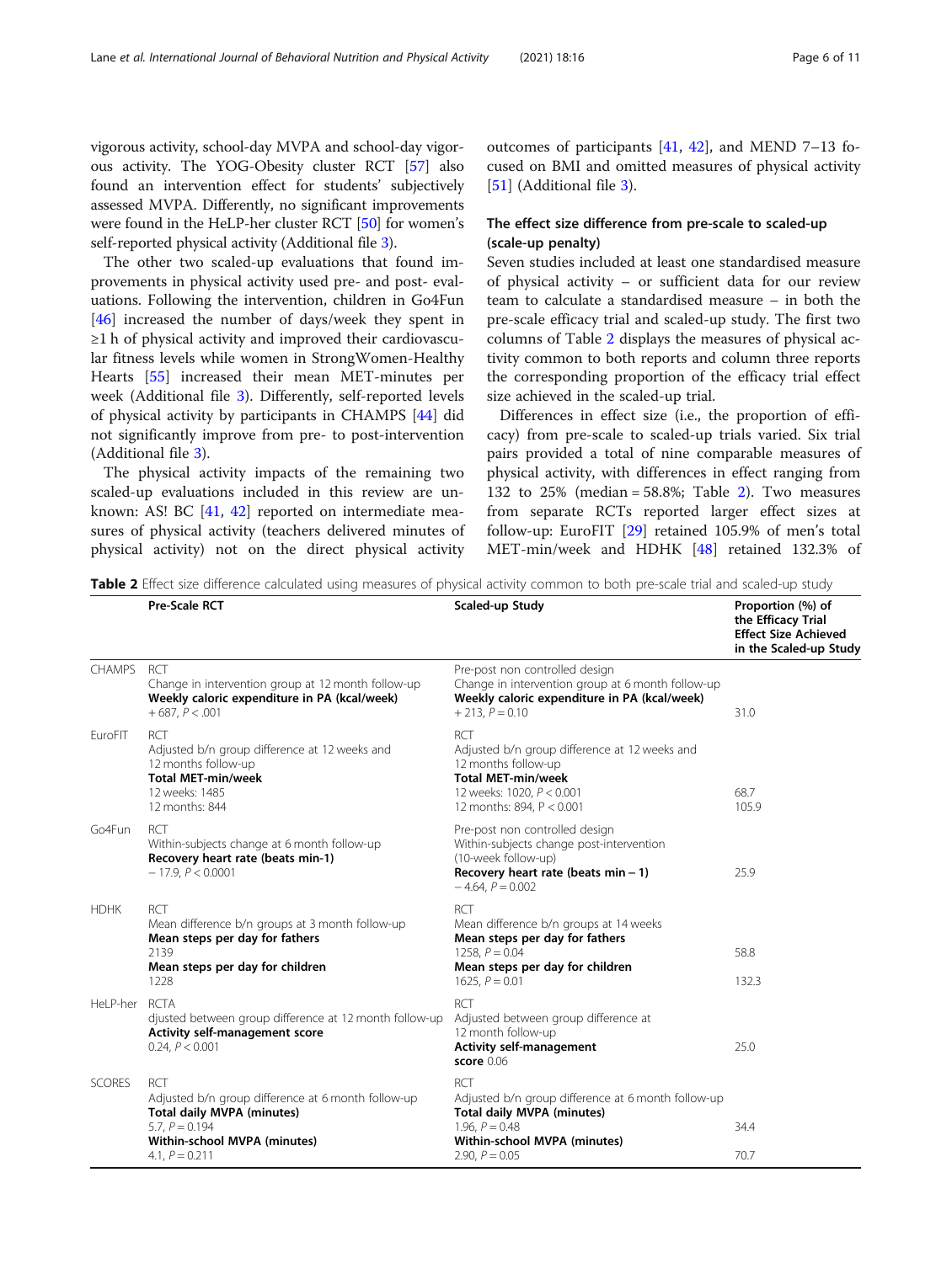vigorous activity, school-day MVPA and school-day vigorous activity. The YOG-Obesity cluster RCT [57] also found an intervention effect for students' subjectively assessed MVPA. Differently, no significant improvements were found in the HeLP-her cluster RCT [50] for women's self-reported physical activity (Additional file 3).

The other two scaled-up evaluations that found improvements in physical activity used pre- and post- evaluations. Following the intervention, children in Go4Fun [46] increased the number of days/week they spent in ≥1 h of physical activity and improved their cardiovascular fitness levels while women in StrongWomen-Healthy Hearts [55] increased their mean MET-minutes per week (Additional file 3). Differently, self-reported levels of physical activity by participants in CHAMPS [44] did not significantly improve from pre- to post-intervention (Additional file 3).

The physical activity impacts of the remaining two scaled-up evaluations included in this review are unknown: AS! BC [41, 42] reported on intermediate measures of physical activity (teachers delivered minutes of physical activity) not on the direct physical activity outcomes of participants [41, 42], and MEND 7–13 focused on BMI and omitted measures of physical activity [51] (Additional file 3).

## The effect size difference from pre-scale to scaled-up (scale-up penalty)

Seven studies included at least one standardised measure of physical activity – or sufficient data for our review team to calculate a standardised measure – in both the pre-scale efficacy trial and scaled-up study. The first two columns of Table 2 displays the measures of physical activity common to both reports and column three reports the corresponding proportion of the efficacy trial effect size achieved in the scaled-up trial.

Differences in effect size (i.e., the proportion of efficacy) from pre-scale to scaled-up trials varied. Six trial pairs provided a total of nine comparable measures of physical activity, with differences in effect ranging from 132 to 25% (median = 58.8%; Table 2). Two measures from separate RCTs reported larger effect sizes at follow-up: EuroFIT [29] retained 105.9% of men's total MET-min/week and HDHK [48] retained 132.3% of

**Table 2** Effect size difference calculated using measures of physical activity common to both pre-scale trial and scaled-up study

| | Pre-Scale RCT | Scaled-up Study | Proportion (%) of the Efficacy Trial Effect Size Achieved in the Scaled-up Study |
|---|---|---|---|
| CHAMPS | RCT<br>Change in intervention group at 12 month follow-up<br>**Weekly caloric expenditure in PA (kcal/week)**<br>+ 687, $P < .001$ | Pre-post non controlled design<br>Change in intervention group at 6 month follow-up<br>**Weekly caloric expenditure in PA (kcal/week)**<br>+ 213, $P = 0.10$ | 31.0 |
| EuroFIT | RCT<br>Adjusted b/n group difference at 12 weeks and 12 months follow-up<br>**Total MET-min/week**<br>12 weeks: 1485<br>12 months: 844 | RCT<br>Adjusted b/n group difference at 12 weeks and 12 months follow-up<br>**Total MET-min/week**<br>12 weeks: 1020, $P < 0.001$<br>12 months: 894, $P < 0.001$ | 68.7<br>105.9 |
| Go4Fun | RCT<br>Within-subjects change at 6 month follow-up<br>**Recovery heart rate (beats min-1)**<br>− 17.9, $P < 0.0001$ | Pre-post non controlled design<br>Within-subjects change post-intervention (10-week follow-up)<br>**Recovery heart rate (beats min − 1)**<br>− 4.64, $P = 0.002$ | 25.9 |
| HDHK | RCT<br>Mean difference b/n groups at 3 month follow-up<br>**Mean steps per day for fathers**<br>2139<br>**Mean steps per day for children**<br>1228 | RCT<br>Mean difference b/n groups at 14 weeks<br>**Mean steps per day for fathers**<br>1258, $P = 0.04$<br>**Mean steps per day for children**<br>1625, $P = 0.01$ | 58.8<br>132.3 |
| HeLP-her | RCTA<br>djusted between group difference at 12 month follow-up<br>**Activity self-management score**<br>0.24, $P < 0.001$ | RCT<br>Adjusted between group difference at 12 month follow-up<br>**Activity self-management score** 0.06 | 25.0 |
| SCORES | RCT<br>Adjusted b/n group difference at 6 month follow-up<br>**Total daily MVPA (minutes)**<br>5.7, $P = 0.194$<br>**Within-school MVPA (minutes)**<br>4.1, $P = 0.211$ | RCT<br>Adjusted b/n group difference at 6 month follow-up<br>**Total daily MVPA (minutes)**<br>1.96, $P = 0.48$<br>**Within-school MVPA (minutes)**<br>2.90, $P = 0.05$ | 34.4<br>70.7 |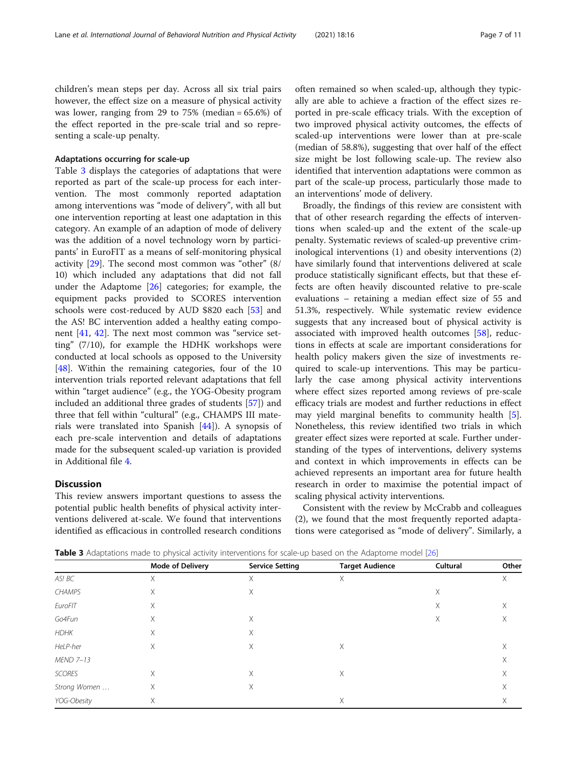children's mean steps per day. Across all six trial pairs however, the effect size on a measure of physical activity was lower, ranging from 29 to 75% (median = 65.6%) of the effect reported in the pre-scale trial and so representing a scale-up penalty.

### Adaptations occurring for scale-up

Table 3 displays the categories of adaptations that were reported as part of the scale-up process for each intervention. The most commonly reported adaptation among interventions was "mode of delivery", with all but one intervention reporting at least one adaptation in this category. An example of an adaption of mode of delivery was the addition of a novel technology worn by participants' in EuroFIT as a means of self-monitoring physical activity [29]. The second most common was "other" (8/10) which included any adaptations that did not fall under the Adaptome [26] categories; for example, the equipment packs provided to SCORES intervention schools were cost-reduced by AUD $820 each [53] and the AS! BC intervention added a healthy eating component [41, 42]. The next most common was "service setting" (7/10), for example the HDHK workshops were conducted at local schools as opposed to the University [48]. Within the remaining categories, four of the 10 intervention trials reported relevant adaptations that fell within "target audience" (e.g., the YOG-Obesity program included an additional three grades of students [57]) and three that fell within "cultural" (e.g., CHAMPS III materials were translated into Spanish [44]). A synopsis of each pre-scale intervention and details of adaptations made for the subsequent scaled-up variation is provided in Additional file 4.

## Discussion

This review answers important questions to assess the potential public health benefits of physical activity interventions delivered at-scale. We found that interventions identified as efficacious in controlled research conditions often remained so when scaled-up, although they typically are able to achieve a fraction of the effect sizes reported in pre-scale efficacy trials. With the exception of two improved physical activity outcomes, the effects of scaled-up interventions were lower than at pre-scale (median of 58.8%), suggesting that over half of the effect size might be lost following scale-up. The review also identified that intervention adaptations were common as part of the scale-up process, particularly those made to an interventions' mode of delivery.

Broadly, the findings of this review are consistent with that of other research regarding the effects of interventions when scaled-up and the extent of the scale-up penalty. Systematic reviews of scaled-up preventive criminological interventions (1) and obesity interventions (2) have similarly found that interventions delivered at scale produce statistically significant effects, but that these effects are often heavily discounted relative to pre-scale evaluations – retaining a median effect size of 55 and 51.3%, respectively. While systematic review evidence suggests that any increased bout of physical activity is associated with improved health outcomes [58], reductions in effects at scale are important considerations for health policy makers given the size of investments required to scale-up interventions. This may be particularly the case among physical activity interventions where effect sizes reported among reviews of pre-scale efficacy trials are modest and further reductions in effect may yield marginal benefits to community health [5]. Nonetheless, this review identified two trials in which greater effect sizes were reported at scale. Further understanding of the types of interventions, delivery systems and context in which improvements in effects can be achieved represents an important area for future health research in order to maximise the potential impact of scaling physical activity interventions.

Consistent with the review by McCrabb and colleagues (2), we found that the most frequently reported adaptations were categorised as "mode of delivery". Similarly, a

**Table 3** Adaptations made to physical activity interventions for scale-up based on the Adaptome model [26]

| | Mode of Delivery | Service Setting | Target Audience | Cultural | Other |
|---|---|---|---|---|---|
| *AS! BC* | X | X | X | | X |
| *CHAMPS* | X | X | | X | |
| *EuroFIT* | X | | | X | X |
| *Go4Fun* | X | X | | X | X |
| *HDHK* | X | X | | | |
| *HeLP-her* | X | X | X | | X |
| *MEND 7–13* | | | | | X |
| *SCORES* | X | X | X | | X |
| *Strong Women …* | X | X | | | X |
| *YOG-Obesity* | X | | X | | X |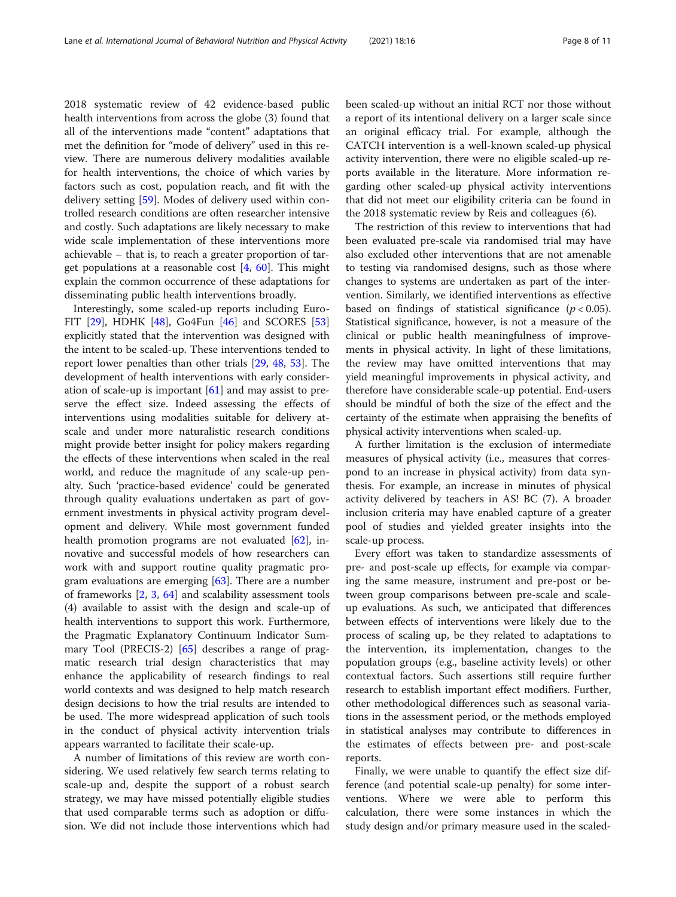2018 systematic review of 42 evidence-based public health interventions from across the globe (3) found that all of the interventions made "content" adaptations that met the definition for "mode of delivery" used in this review. There are numerous delivery modalities available for health interventions, the choice of which varies by factors such as cost, population reach, and fit with the delivery setting [59]. Modes of delivery used within controlled research conditions are often researcher intensive and costly. Such adaptations are likely necessary to make wide scale implementation of these interventions more achievable – that is, to reach a greater proportion of target populations at a reasonable cost [4, 60]. This might explain the common occurrence of these adaptations for disseminating public health interventions broadly.

Interestingly, some scaled-up reports including Euro-FIT [29], HDHK [48], Go4Fun [46] and SCORES [53] explicitly stated that the intervention was designed with the intent to be scaled-up. These interventions tended to report lower penalties than other trials [29, 48, 53]. The development of health interventions with early consideration of scale-up is important [61] and may assist to preserve the effect size. Indeed assessing the effects of interventions using modalities suitable for delivery at-scale and under more naturalistic research conditions might provide better insight for policy makers regarding the effects of these interventions when scaled in the real world, and reduce the magnitude of any scale-up penalty. Such 'practice-based evidence' could be generated through quality evaluations undertaken as part of government investments in physical activity program development and delivery. While most government funded health promotion programs are not evaluated [62], innovative and successful models of how researchers can work with and support routine quality pragmatic program evaluations are emerging [63]. There are a number of frameworks [2, 3, 64] and scalability assessment tools (4) available to assist with the design and scale-up of health interventions to support this work. Furthermore, the Pragmatic Explanatory Continuum Indicator Summary Tool (PRECIS-2) [65] describes a range of pragmatic research trial design characteristics that may enhance the applicability of research findings to real world contexts and was designed to help match research design decisions to how the trial results are intended to be used. The more widespread application of such tools in the conduct of physical activity intervention trials appears warranted to facilitate their scale-up.

A number of limitations of this review are worth considering. We used relatively few search terms relating to scale-up and, despite the support of a robust search strategy, we may have missed potentially eligible studies that used comparable terms such as adoption or diffusion. We did not include those interventions which had been scaled-up without an initial RCT nor those without a report of its intentional delivery on a larger scale since an original efficacy trial. For example, although the CATCH intervention is a well-known scaled-up physical activity intervention, there were no eligible scaled-up reports available in the literature. More information regarding other scaled-up physical activity interventions that did not meet our eligibility criteria can be found in the 2018 systematic review by Reis and colleagues (6).

The restriction of this review to interventions that had been evaluated pre-scale via randomised trial may have also excluded other interventions that are not amenable to testing via randomised designs, such as those where changes to systems are undertaken as part of the intervention. Similarly, we identified interventions as effective based on findings of statistical significance ($p < 0.05$). Statistical significance, however, is not a measure of the clinical or public health meaningfulness of improvements in physical activity. In light of these limitations, the review may have omitted interventions that may yield meaningful improvements in physical activity, and therefore have considerable scale-up potential. End-users should be mindful of both the size of the effect and the certainty of the estimate when appraising the benefits of physical activity interventions when scaled-up.

A further limitation is the exclusion of intermediate measures of physical activity (i.e., measures that correspond to an increase in physical activity) from data synthesis. For example, an increase in minutes of physical activity delivered by teachers in AS! BC (7). A broader inclusion criteria may have enabled capture of a greater pool of studies and yielded greater insights into the scale-up process.

Every effort was taken to standardize assessments of pre- and post-scale up effects, for example via comparing the same measure, instrument and pre-post or between group comparisons between pre-scale and scale-up evaluations. As such, we anticipated that differences between effects of interventions were likely due to the process of scaling up, be they related to adaptations to the intervention, its implementation, changes to the population groups (e.g., baseline activity levels) or other contextual factors. Such assertions still require further research to establish important effect modifiers. Further, other methodological differences such as seasonal variations in the assessment period, or the methods employed in statistical analyses may contribute to differences in the estimates of effects between pre- and post-scale reports.

Finally, we were unable to quantify the effect size difference (and potential scale-up penalty) for some interventions. Where we were able to perform this calculation, there were some instances in which the study design and/or primary measure used in the scaled-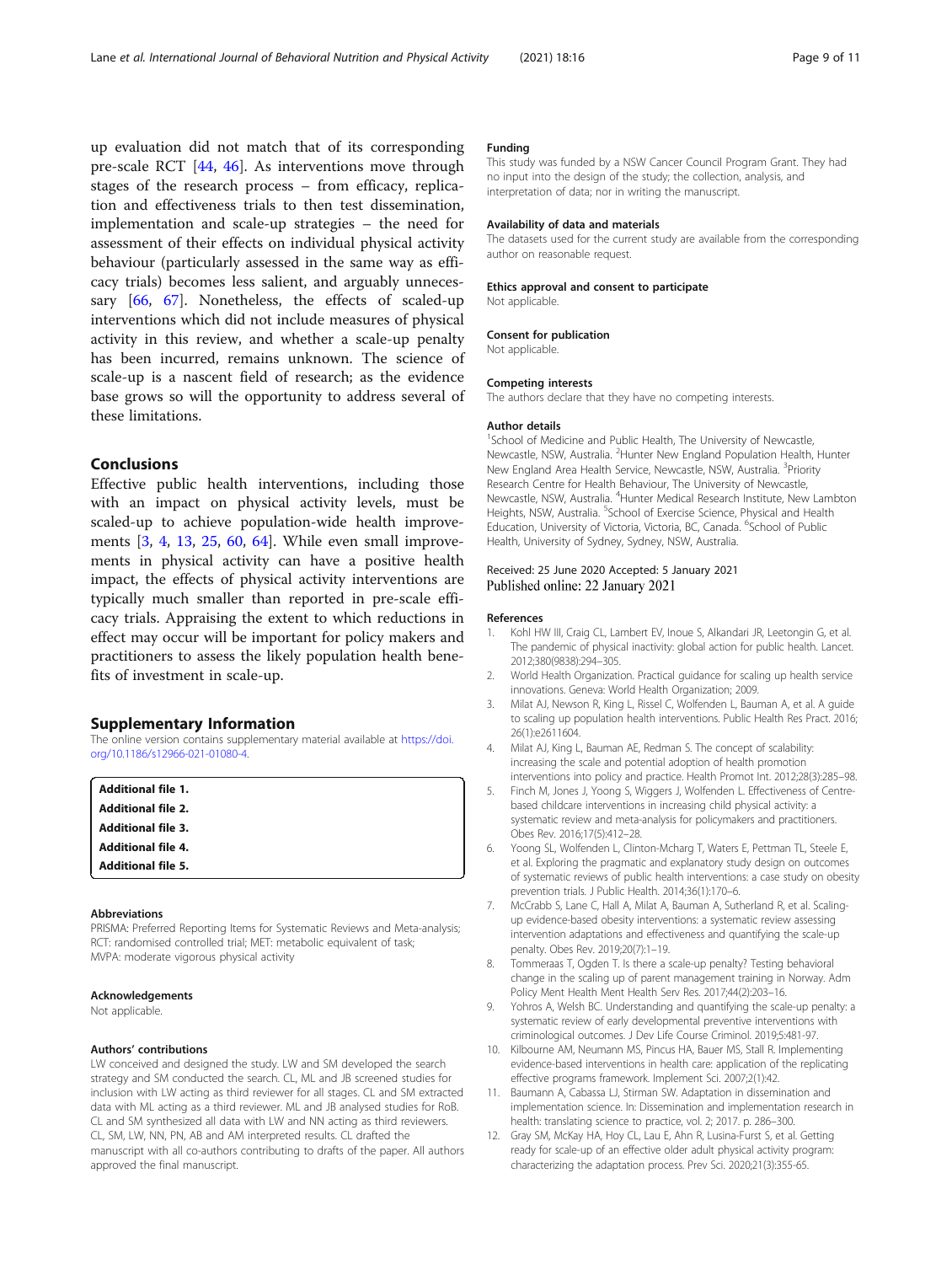up evaluation did not match that of its corresponding pre-scale RCT [44, 46]. As interventions move through stages of the research process – from efficacy, replication and effectiveness trials to then test dissemination, implementation and scale-up strategies – the need for assessment of their effects on individual physical activity behaviour (particularly assessed in the same way as efficacy trials) becomes less salient, and arguably unnecessary [66, 67]. Nonetheless, the effects of scaled-up interventions which did not include measures of physical activity in this review, and whether a scale-up penalty has been incurred, remains unknown. The science of scale-up is a nascent field of research; as the evidence base grows so will the opportunity to address several of these limitations.

## Conclusions

Effective public health interventions, including those with an impact on physical activity levels, must be scaled-up to achieve population-wide health improvements [3, 4, 13, 25, 60, 64]. While even small improvements in physical activity can have a positive health impact, the effects of physical activity interventions are typically much smaller than reported in pre-scale efficacy trials. Appraising the extent to which reductions in effect may occur will be important for policy makers and practitioners to assess the likely population health benefits of investment in scale-up.

## Supplementary Information

The online version contains supplementary material available at https://doi.org/10.1186/s12966-021-01080-4.

**Additional file 1.**
**Additional file 2.**
**Additional file 3.**
**Additional file 4.**
**Additional file 5.**

#### Abbreviations

PRISMA: Preferred Reporting Items for Systematic Reviews and Meta-analysis; RCT: randomised controlled trial; MET: metabolic equivalent of task; MVPA: moderate vigorous physical activity

#### Acknowledgements

Not applicable.

#### Authors' contributions

LW conceived and designed the study. LW and SM developed the search strategy and SM conducted the search. CL, ML and JB screened studies for inclusion with LW acting as third reviewer for all stages. CL and SM extracted data with ML acting as a third reviewer. ML and JB analysed studies for RoB. CL and SM synthesized all data with LW and NN acting as third reviewers. CL, SM, LW, NN, PN, AB and AM interpreted results. CL drafted the manuscript with all co-authors contributing to drafts of the paper. All authors approved the final manuscript.

#### Funding

This study was funded by a NSW Cancer Council Program Grant. They had no input into the design of the study; the collection, analysis, and interpretation of data; nor in writing the manuscript.

#### Availability of data and materials

The datasets used for the current study are available from the corresponding author on reasonable request.

#### Ethics approval and consent to participate

Not applicable.

#### Consent for publication

Not applicable.

#### Competing interests

The authors declare that they have no competing interests.

#### Author details

[1]School of Medicine and Public Health, The University of Newcastle, Newcastle, NSW, Australia. [2]Hunter New England Population Health, Hunter New England Area Health Service, Newcastle, NSW, Australia. [3]Priority Research Centre for Health Behaviour, The University of Newcastle, Newcastle, NSW, Australia. [4]Hunter Medical Research Institute, New Lambton Heights, NSW, Australia. [5]School of Exercise Science, Physical and Health Education, University of Victoria, Victoria, BC, Canada. [6]School of Public Health, University of Sydney, Sydney, NSW, Australia.

Received: 25 June 2020 Accepted: 5 January 2021
Published online: 22 January 2021

#### References

1. Kohl HW III, Craig CL, Lambert EV, Inoue S, Alkandari JR, Leetongin G, et al. The pandemic of physical inactivity: global action for public health. Lancet. 2012;380(9838):294–305.
2. World Health Organization. Practical guidance for scaling up health service innovations. Geneva: World Health Organization; 2009.
3. Milat AJ, Newson R, King L, Rissel C, Wolfenden L, Bauman A, et al. A guide to scaling up population health interventions. Public Health Res Pract. 2016; 26(1):e2611604.
4. Milat AJ, King L, Bauman AE, Redman S. The concept of scalability: increasing the scale and potential adoption of health promotion interventions into policy and practice. Health Promot Int. 2012;28(3):285–98.
5. Finch M, Jones J, Yoong S, Wiggers J, Wolfenden L. Effectiveness of Centre-based childcare interventions in increasing child physical activity: a systematic review and meta-analysis for policymakers and practitioners. Obes Rev. 2016;17(5):412–28.
6. Yoong SL, Wolfenden L, Clinton-Mcharg T, Waters E, Pettman TL, Steele E, et al. Exploring the pragmatic and explanatory study design on outcomes of systematic reviews of public health interventions: a case study on obesity prevention trials. J Public Health. 2014;36(1):170–6.
7. McCrabb S, Lane C, Hall A, Milat A, Bauman A, Sutherland R, et al. Scaling-up evidence-based obesity interventions: a systematic review assessing intervention adaptations and effectiveness and quantifying the scale-up penalty. Obes Rev. 2019;20(7):1–19.
8. Tommeraas T, Ogden T. Is there a scale-up penalty? Testing behavioral change in the scaling up of parent management training in Norway. Adm Policy Ment Health Ment Health Serv Res. 2017;44(2):203–16.
9. Yohros A, Welsh BC. Understanding and quantifying the scale-up penalty: a systematic review of early developmental preventive interventions with criminological outcomes. J Dev Life Course Criminol. 2019;5:481-97.
10. Kilbourne AM, Neumann MS, Pincus HA, Bauer MS, Stall R. Implementing evidence-based interventions in health care: application of the replicating effective programs framework. Implement Sci. 2007;2(1):42.
11. Baumann A, Cabassa LJ, Stirman SW. Adaptation in dissemination and implementation science. In: Dissemination and implementation research in health: translating science to practice, vol. 2; 2017. p. 286–300.
12. Gray SM, McKay HA, Hoy CL, Lau E, Ahn R, Lusina-Furst S, et al. Getting ready for scale-up of an effective older adult physical activity program: characterizing the adaptation process. Prev Sci. 2020;21(3):355-65.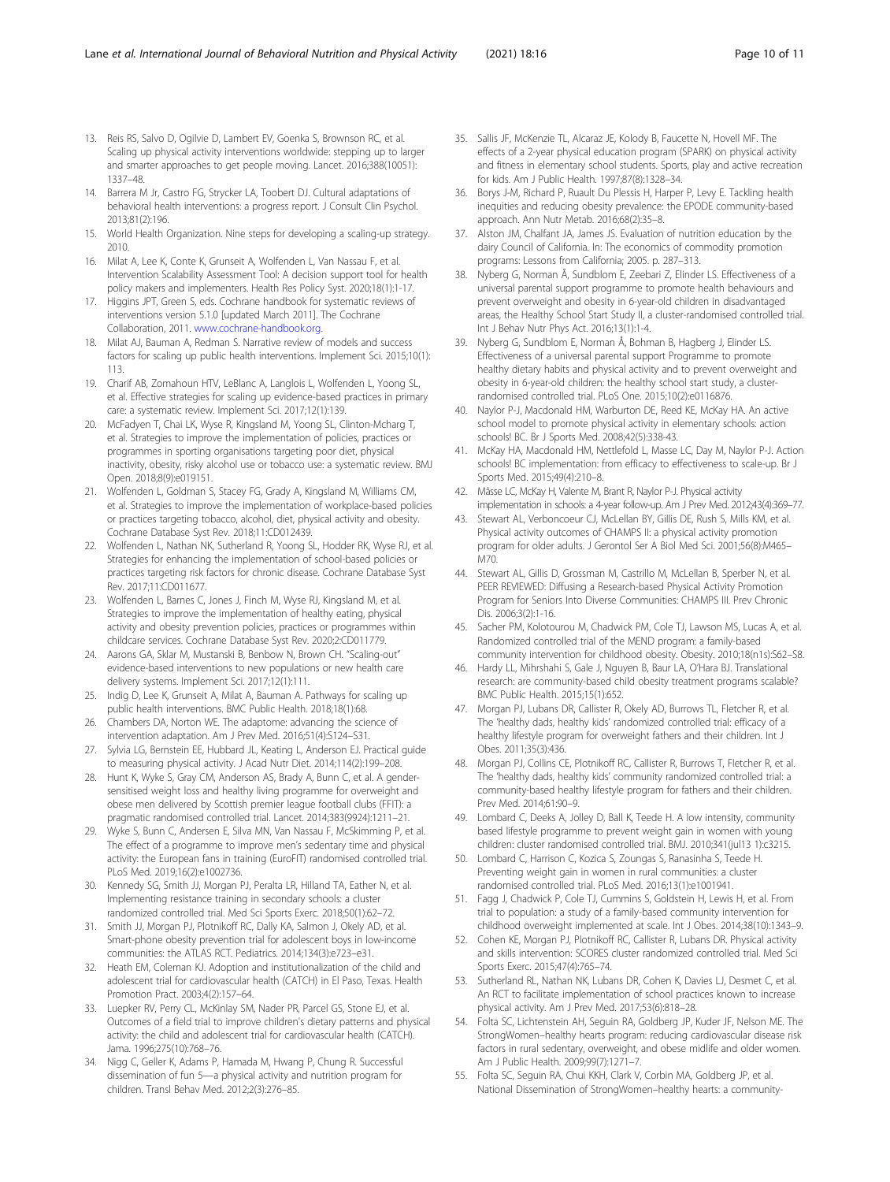13. Reis RS, Salvo D, Ogilvie D, Lambert EV, Goenka S, Brownson RC, et al. Scaling up physical activity interventions worldwide: stepping up to larger and smarter approaches to get people moving. Lancet. 2016;388(10051): 1337–48.
14. Barrera M Jr, Castro FG, Strycker LA, Toobert DJ. Cultural adaptations of behavioral health interventions: a progress report. J Consult Clin Psychol. 2013;81(2):196.
15. World Health Organization. Nine steps for developing a scaling-up strategy. 2010.
16. Milat A, Lee K, Conte K, Grunseit A, Wolfenden L, Van Nassau F, et al. Intervention Scalability Assessment Tool: A decision support tool for health policy makers and implementers. Health Res Policy Syst. 2020;18(1):1-17.
17. Higgins JPT, Green S, eds. Cochrane handbook for systematic reviews of interventions version 5.1.0 [updated March 2011]. The Cochrane Collaboration, 2011. www.cochrane-handbook.org.
18. Milat AJ, Bauman A, Redman S. Narrative review of models and success factors for scaling up public health interventions. Implement Sci. 2015;10(1): 113.
19. Charif AB, Zomahoun HTV, LeBlanc A, Langlois L, Wolfenden L, Yoong SL, et al. Effective strategies for scaling up evidence-based practices in primary care: a systematic review. Implement Sci. 2017;12(1):139.
20. McFadyen T, Chai LK, Wyse R, Kingsland M, Yoong SL, Clinton-Mcharg T, et al. Strategies to improve the implementation of policies, practices or programmes in sporting organisations targeting poor diet, physical inactivity, obesity, risky alcohol use or tobacco use: a systematic review. BMJ Open. 2018;8(9):e019151.
21. Wolfenden L, Goldman S, Stacey FG, Grady A, Kingsland M, Williams CM, et al. Strategies to improve the implementation of workplace-based policies or practices targeting tobacco, alcohol, diet, physical activity and obesity. Cochrane Database Syst Rev. 2018;11:CD012439.
22. Wolfenden L, Nathan NK, Sutherland R, Yoong SL, Hodder RK, Wyse RJ, et al. Strategies for enhancing the implementation of school-based policies or practices targeting risk factors for chronic disease. Cochrane Database Syst Rev. 2017;11:CD011677.
23. Wolfenden L, Barnes C, Jones J, Finch M, Wyse RJ, Kingsland M, et al. Strategies to improve the implementation of healthy eating, physical activity and obesity prevention policies, practices or programmes within childcare services. Cochrane Database Syst Rev. 2020;2:CD011779.
24. Aarons GA, Sklar M, Mustanski B, Benbow N, Brown CH. "Scaling-out" evidence-based interventions to new populations or new health care delivery systems. Implement Sci. 2017;12(1):111.
25. Indig D, Lee K, Grunseit A, Milat A, Bauman A. Pathways for scaling up public health interventions. BMC Public Health. 2018;18(1):68.
26. Chambers DA, Norton WE. The adaptome: advancing the science of intervention adaptation. Am J Prev Med. 2016;51(4):S124–S31.
27. Sylvia LG, Bernstein EE, Hubbard JL, Keating L, Anderson EJ. Practical guide to measuring physical activity. J Acad Nutr Diet. 2014;114(2):199–208.
28. Hunt K, Wyke S, Gray CM, Anderson AS, Brady A, Bunn C, et al. A gender-sensitised weight loss and healthy living programme for overweight and obese men delivered by Scottish premier league football clubs (FFIT): a pragmatic randomised controlled trial. Lancet. 2014;383(9924):1211–21.
29. Wyke S, Bunn C, Andersen E, Silva MN, Van Nassau F, McSkimming P, et al. The effect of a programme to improve men's sedentary time and physical activity: the European fans in training (EuroFIT) randomised controlled trial. PLoS Med. 2019;16(2):e1002736.
30. Kennedy SG, Smith JJ, Morgan PJ, Peralta LR, Hilland TA, Eather N, et al. Implementing resistance training in secondary schools: a cluster randomized controlled trial. Med Sci Sports Exerc. 2018;50(1):62–72.
31. Smith JJ, Morgan PJ, Plotnikoff RC, Dally KA, Salmon J, Okely AD, et al. Smart-phone obesity prevention trial for adolescent boys in low-income communities: the ATLAS RCT. Pediatrics. 2014;134(3):e723–e31.
32. Heath EM, Coleman KJ. Adoption and institutionalization of the child and adolescent trial for cardiovascular health (CATCH) in El Paso, Texas. Health Promotion Pract. 2003;4(2):157–64.
33. Luepker RV, Perry CL, McKinlay SM, Nader PR, Parcel GS, Stone EJ, et al. Outcomes of a field trial to improve children's dietary patterns and physical activity: the child and adolescent trial for cardiovascular health (CATCH). Jama. 1996;275(10):768–76.
34. Nigg C, Geller K, Adams P, Hamada M, Hwang P, Chung R. Successful dissemination of fun 5—a physical activity and nutrition program for children. Transl Behav Med. 2012;2(3):276–85.
35. Sallis JF, McKenzie TL, Alcaraz JE, Kolody B, Faucette N, Hovell MF. The effects of a 2-year physical education program (SPARK) on physical activity and fitness in elementary school students. Sports, play and active recreation for kids. Am J Public Health. 1997;87(8):1328–34.
36. Borys J-M, Richard P, Ruault Du Plessis H, Harper P, Levy E. Tackling health inequities and reducing obesity prevalence: the EPODE community-based approach. Ann Nutr Metab. 2016;68(2):35–8.
37. Alston JM, Chalfant JA, James JS. Evaluation of nutrition education by the dairy Council of California. In: The economics of commodity promotion programs: Lessons from California; 2005. p. 287–313.
38. Nyberg G, Norman Å, Sundblom E, Zeebari Z, Elinder LS. Effectiveness of a universal parental support programme to promote health behaviours and prevent overweight and obesity in 6-year-old children in disadvantaged areas, the Healthy School Start Study II, a cluster-randomised controlled trial. Int J Behav Nutr Phys Act. 2016;13(1):1-4.
39. Nyberg G, Sundblom E, Norman Å, Bohman B, Hagberg J, Elinder LS. Effectiveness of a universal parental support Programme to promote healthy dietary habits and physical activity and to prevent overweight and obesity in 6-year-old children: the healthy school start study, a cluster-randomised controlled trial. PLoS One. 2015;10(2):e0116876.
40. Naylor P-J, Macdonald HM, Warburton DE, Reed KE, McKay HA. An active school model to promote physical activity in elementary schools: action schools! BC. Br J Sports Med. 2008;42(5):338-43.
41. McKay HA, Macdonald HM, Nettlefold L, Masse LC, Day M, Naylor P-J. Action schools! BC implementation: from efficacy to effectiveness to scale-up. Br J Sports Med. 2015;49(4):210–8.
42. Mâsse LC, McKay H, Valente M, Brant R, Naylor P-J. Physical activity implementation in schools: a 4-year follow-up. Am J Prev Med. 2012;43(4):369–77.
43. Stewart AL, Verboncoeur CJ, McLellan BY, Gillis DE, Rush S, Mills KM, et al. Physical activity outcomes of CHAMPS II: a physical activity promotion program for older adults. J Gerontol Ser A Biol Med Sci. 2001;56(8):M465–M70.
44. Stewart AL, Gillis D, Grossman M, Castrillo M, McLellan B, Sperber N, et al. PEER REVIEWED: Diffusing a Research-based Physical Activity Promotion Program for Seniors Into Diverse Communities: CHAMPS III. Prev Chronic Dis. 2006;3(2):1-16.
45. Sacher PM, Kolotourou M, Chadwick PM, Cole TJ, Lawson MS, Lucas A, et al. Randomized controlled trial of the MEND program: a family-based community intervention for childhood obesity. Obesity. 2010;18(n1s):S62–S8.
46. Hardy LL, Mihrshahi S, Gale J, Nguyen B, Baur LA, O'Hara BJ. Translational research: are community-based child obesity treatment programs scalable? BMC Public Health. 2015;15(1):652.
47. Morgan PJ, Lubans DR, Callister R, Okely AD, Burrows TL, Fletcher R, et al. The 'healthy dads, healthy kids' randomized controlled trial: efficacy of a healthy lifestyle program for overweight fathers and their children. Int J Obes. 2011;35(3):436.
48. Morgan PJ, Collins CE, Plotnikoff RC, Callister R, Burrows T, Fletcher R, et al. The 'healthy dads, healthy kids' community randomized controlled trial: a community-based healthy lifestyle program for fathers and their children. Prev Med. 2014;61:90–9.
49. Lombard C, Deeks A, Jolley D, Ball K, Teede H. A low intensity, community based lifestyle programme to prevent weight gain in women with young children: cluster randomised controlled trial. BMJ. 2010;341(jul13 1):c3215.
50. Lombard C, Harrison C, Kozica S, Zoungas S, Ranasinha S, Teede H. Preventing weight gain in women in rural communities: a cluster randomised controlled trial. PLoS Med. 2016;13(1):e1001941.
51. Fagg J, Chadwick P, Cole TJ, Cummins S, Goldstein H, Lewis H, et al. From trial to population: a study of a family-based community intervention for childhood overweight implemented at scale. Int J Obes. 2014;38(10):1343–9.
52. Cohen KE, Morgan PJ, Plotnikoff RC, Callister R, Lubans DR. Physical activity and skills intervention: SCORES cluster randomized controlled trial. Med Sci Sports Exerc. 2015;47(4):765–74.
53. Sutherland RL, Nathan NK, Lubans DR, Cohen K, Davies LJ, Desmet C, et al. An RCT to facilitate implementation of school practices known to increase physical activity. Am J Prev Med. 2017;53(6):818–28.
54. Folta SC, Lichtenstein AH, Seguin RA, Goldberg JP, Kuder JF, Nelson ME. The StrongWomen–healthy hearts program: reducing cardiovascular disease risk factors in rural sedentary, overweight, and obese midlife and older women. Am J Public Health. 2009;99(7):1271–7.
55. Folta SC, Seguin RA, Chui KKH, Clark V, Corbin MA, Goldberg JP, et al. National Dissemination of StrongWomen–healthy hearts: a community-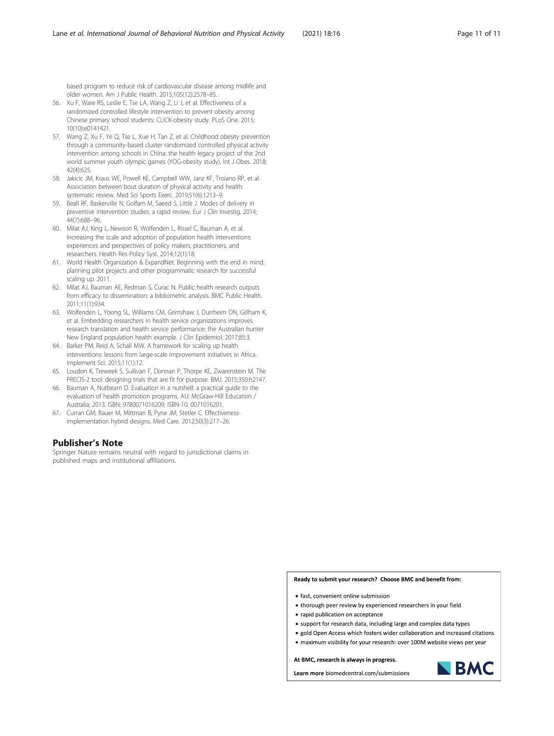based program to reduce risk of cardiovascular disease among midlife and older women. Am J Public Health. 2015;105(12):2578–85.

56. Xu F, Ware RS, Leslie E, Tse LA, Wang Z, Li J, et al. Effectiveness of a randomized controlled lifestyle intervention to prevent obesity among Chinese primary school students: CLICK-obesity study. PLoS One. 2015; 10(10):e0141421.
57. Wang Z, Xu F, Ye Q, Tse L, Xue H, Tan Z, et al. Childhood obesity prevention through a community-based cluster randomized controlled physical activity intervention among schools in China: the health legacy project of the 2nd world summer youth olympic games (YOG-obesity study). Int J Obes. 2018; 42(4):625.
58. Jakicic JM, Kraus WE, Powell KE, Campbell WW, Janz KF, Troiano RP, et al. Association between bout duration of physical activity and health: systematic review. Med Sci Sports Exerc. 2019;51(6):1213–9.
59. Beall RF, Baskerville N, Golfam M, Saeed S, Little J. Modes of delivery in preventive intervention studies: a rapid review. Eur J Clin Investig. 2014; 44(7):688–96.
60. Milat AJ, King L, Newson R, Wolfenden L, Rissel C, Bauman A, et al. Increasing the scale and adoption of population health interventions: experiences and perspectives of policy makers, practitioners, and researchers. Health Res Policy Syst. 2014;12(1):18.
61. World Health Organization & ExpandNet. Beginning with the end in mind: planning pilot projects and other programmatic research for successful scaling up. 2011.
62. Milat AJ, Bauman AE, Redman S, Curac N. Public health research outputs from efficacy to dissemination: a bibliometric analysis. BMC Public Health. 2011;11(1):934.
63. Wolfenden L, Yoong SL, Williams CM, Grimshaw J, Durrheim DN, Gillham K, et al. Embedding researchers in health service organizations improves research translation and health service performance: the Australian hunter New England population health example. J Clin Epidemiol. 2017;85:3.
64. Barker PM, Reid A, Schall MW. A framework for scaling up health interventions: lessons from large-scale improvement initiatives in Africa. Implement Sci. 2015;11(1):12.
65. Loudon K, Treweek S, Sullivan F, Donnan P, Thorpe KE, Zwarenstein M. The PRECIS-2 tool: designing trials that are fit for purpose. BMJ. 2015;350:h2147.
66. Bauman A, Nutbeam D. Evaluation in a nutshell: a practical guide to the evaluation of health promotion programs. AU: McGraw-Hill Education / Australia; 2013. ISBN: 9780071016209; ISBN-10: 0071016201.
67. Curran GM, Bauer M, Mittman B, Pyne JM, Stetler C. Effectiveness-implementation hybrid designs. Med Care. 2012;50(3):217–26.

## Publisher's Note

Springer Nature remains neutral with regard to jurisdictional claims in published maps and institutional affiliations.

**Ready to submit your research? Choose BMC and benefit from:**

- fast, convenient online submission
- thorough peer review by experienced researchers in your field
- rapid publication on acceptance
- support for research data, including large and complex data types
- gold Open Access which fosters wider collaboration and increased citations
- maximum visibility for your research: over 100M website views per year

**At BMC, research is always in progress.**

**Learn more** biomedcentral.com/submissions

BMC